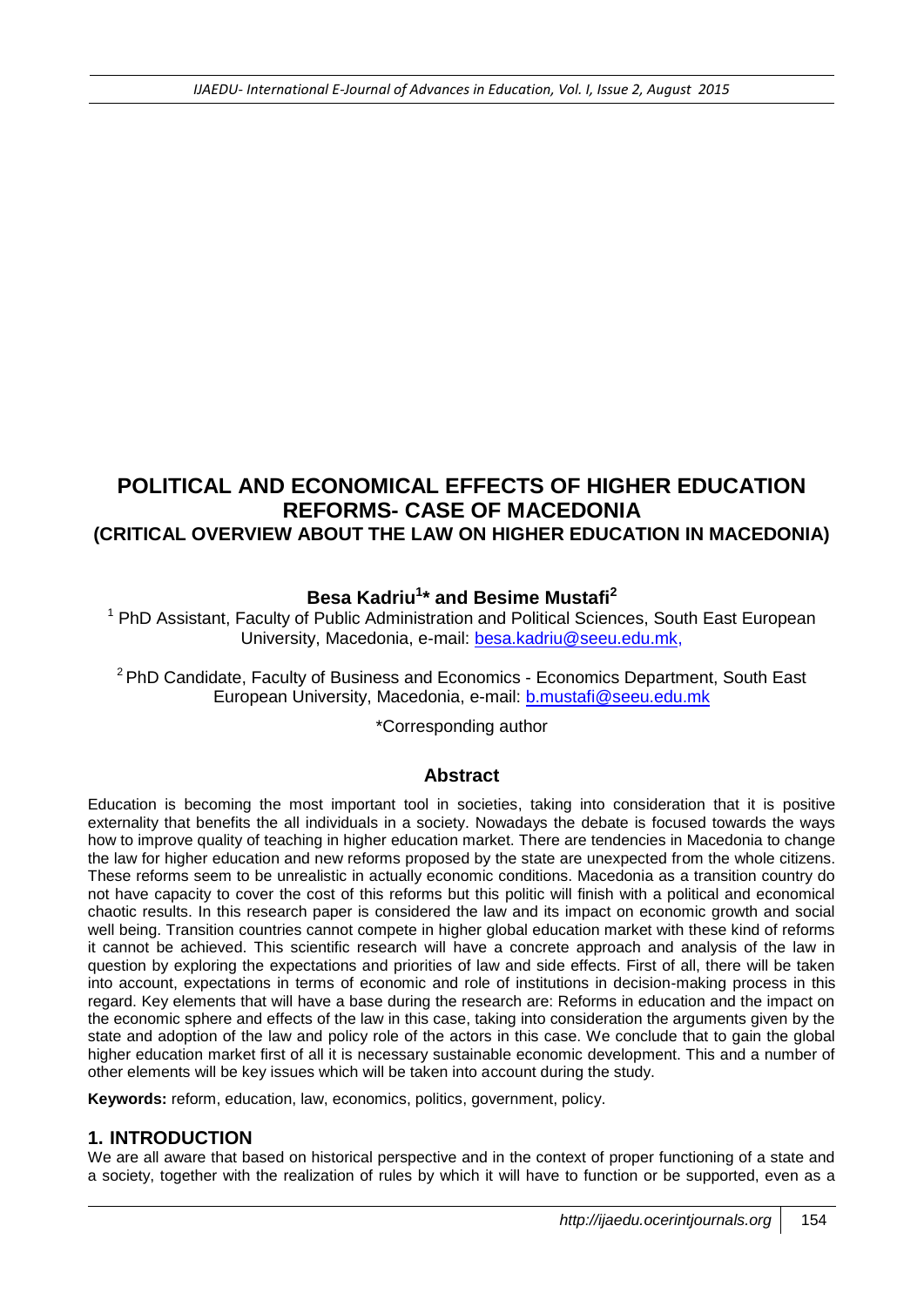# POLITICAL AND ECONOMICAL EFFECTS OF HIGHER EDUCATION REFORMS- CASE OF MACEDONIA

## (CRITICAL OVERVIEW ABOUT THE LAW ON HIGHER EDUCATION IN MACEDONIA)

**Besa Kadriu[1]* and Besime Mustafi[2]**

[1] PhD Assistant, Faculty of Public Administration and Political Sciences, South East European University, Macedonia, e-mail: besa.kadriu@seeu.edu.mk,

[2] PhD Candidate, Faculty of Business and Economics - Economics Department, South East European University, Macedonia, e-mail: b.mustafi@seeu.edu.mk

*Corresponding author

## Abstract

Education is becoming the most important tool in societies, taking into consideration that it is positive externality that benefits the all individuals in a society. Nowadays the debate is focused towards the ways how to improve quality of teaching in higher education market. There are tendencies in Macedonia to change the law for higher education and new reforms proposed by the state are unexpected from the whole citizens. These reforms seem to be unrealistic in actually economic conditions. Macedonia as a transition country do not have capacity to cover the cost of this reforms but this politic will finish with a political and economical chaotic results. In this research paper is considered the law and its impact on economic growth and social well being. Transition countries cannot compete in higher global education market with these kind of reforms it cannot be achieved. This scientific research will have a concrete approach and analysis of the law in question by exploring the expectations and priorities of law and side effects. First of all, there will be taken into account, expectations in terms of economic and role of institutions in decision-making process in this regard. Key elements that will have a base during the research are: Reforms in education and the impact on the economic sphere and effects of the law in this case, taking into consideration the arguments given by the state and adoption of the law and policy role of the actors in this case. We conclude that to gain the global higher education market first of all it is necessary sustainable economic development. This and a number of other elements will be key issues which will be taken into account during the study.

**Keywords:** reform, education, law, economics, politics, government, policy.

## 1. INTRODUCTION

We are all aware that based on historical perspective and in the context of proper functioning of a state and a society, together with the realization of rules by which it will have to function or be supported, even as a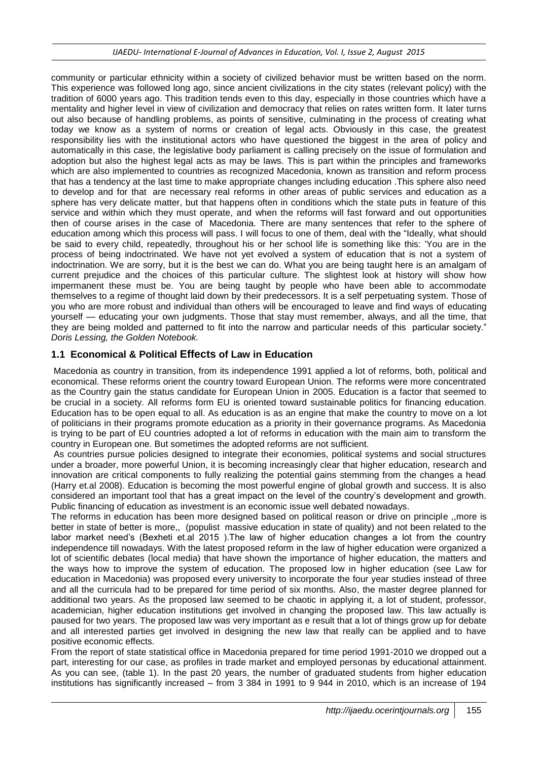community or particular ethnicity within a society of civilized behavior must be written based on the norm. This experience was followed long ago, since ancient civilizations in the city states (relevant policy) with the tradition of 6000 years ago. This tradition tends even to this day, especially in those countries which have a mentality and higher level in view of civilization and democracy that relies on rates written form. It later turns out also because of handling problems, as points of sensitive, culminating in the process of creating what today we know as a system of norms or creation of legal acts. Obviously in this case, the greatest responsibility lies with the institutional actors who have questioned the biggest in the area of policy and automatically in this case, the legislative body parliament is calling precisely on the issue of formulation and adoption but also the highest legal acts as may be laws. This is part within the principles and frameworks which are also implemented to countries as recognized Macedonia, known as transition and reform process that has a tendency at the last time to make appropriate changes including education .This sphere also need to develop and for that are necessary real reforms in other areas of public services and education as a sphere has very delicate matter, but that happens often in conditions which the state puts in feature of this service and within which they must operate, and when the reforms will fast forward and out opportunities then of course arises in the case of Macedonia. There are many sentences that refer to the sphere of education among which this process will pass. I will focus to one of them, deal with the "Ideally, what should be said to every child, repeatedly, throughout his or her school life is something like this: 'You are in the process of being indoctrinated. We have not yet evolved a system of education that is not a system of indoctrination. We are sorry, but it is the best we can do. What you are being taught here is an amalgam of current prejudice and the choices of this particular culture. The slightest look at history will show how impermanent these must be. You are being taught by people who have been able to accommodate themselves to a regime of thought laid down by their predecessors. It is a self perpetuating system. Those of you who are more robust and individual than others will be encouraged to leave and find ways of educating yourself — educating your own judgments. Those that stay must remember, always, and all the time, that they are being molded and patterned to fit into the narrow and particular needs of this particular society." *Doris Lessing, the Golden Notebook.*

## 1.1 Economical & Political Effects of Law in Education

Macedonia as country in transition, from its independence 1991 applied a lot of reforms, both, political and economical. These reforms orient the country toward European Union. The reforms were more concentrated as the Country gain the status candidate for European Union in 2005. Education is a factor that seemed to be crucial in a society. All reforms form EU is oriented toward sustainable politics for financing education. Education has to be open equal to all. As education is as an engine that make the country to move on a lot of politicians in their programs promote education as a priority in their governance programs. As Macedonia is trying to be part of EU countries adopted a lot of reforms in education with the main aim to transform the country in European one. But sometimes the adopted reforms are not sufficient.

As countries pursue policies designed to integrate their economies, political systems and social structures under a broader, more powerful Union, it is becoming increasingly clear that higher education, research and innovation are critical components to fully realizing the potential gains stemming from the changes a head (Harry et.al 2008). Education is becoming the most powerful engine of global growth and success. It is also considered an important tool that has a great impact on the level of the country's development and growth. Public financing of education as investment is an economic issue well debated nowadays.

The reforms in education has been more designed based on political reason or drive on principle ,,more is better in state of better is more,, (populist massive education in state of quality) and not been related to the labor market need's (Bexheti et.al 2015 ).The law of higher education changes a lot from the country independence till nowadays. With the latest proposed reform in the law of higher education were organized a lot of scientific debates (local media) that have shown the importance of higher education, the matters and the ways how to improve the system of education. The proposed low in higher education (see Law for education in Macedonia) was proposed every university to incorporate the four year studies instead of three and all the curricula had to be prepared for time period of six months. Also, the master degree planned for additional two years. As the proposed law seemed to be chaotic in applying it, a lot of student, professor, academician, higher education institutions get involved in changing the proposed law. This law actually is paused for two years. The proposed law was very important as e result that a lot of things grow up for debate and all interested parties get involved in designing the new law that really can be applied and to have positive economic effects.

From the report of state statistical office in Macedonia prepared for time period 1991-2010 we dropped out a part, interesting for our case, as profiles in trade market and employed personas by educational attainment. As you can see, (table 1). In the past 20 years, the number of graduated students from higher education institutions has significantly increased – from 3 384 in 1991 to 9 944 in 2010, which is an increase of 194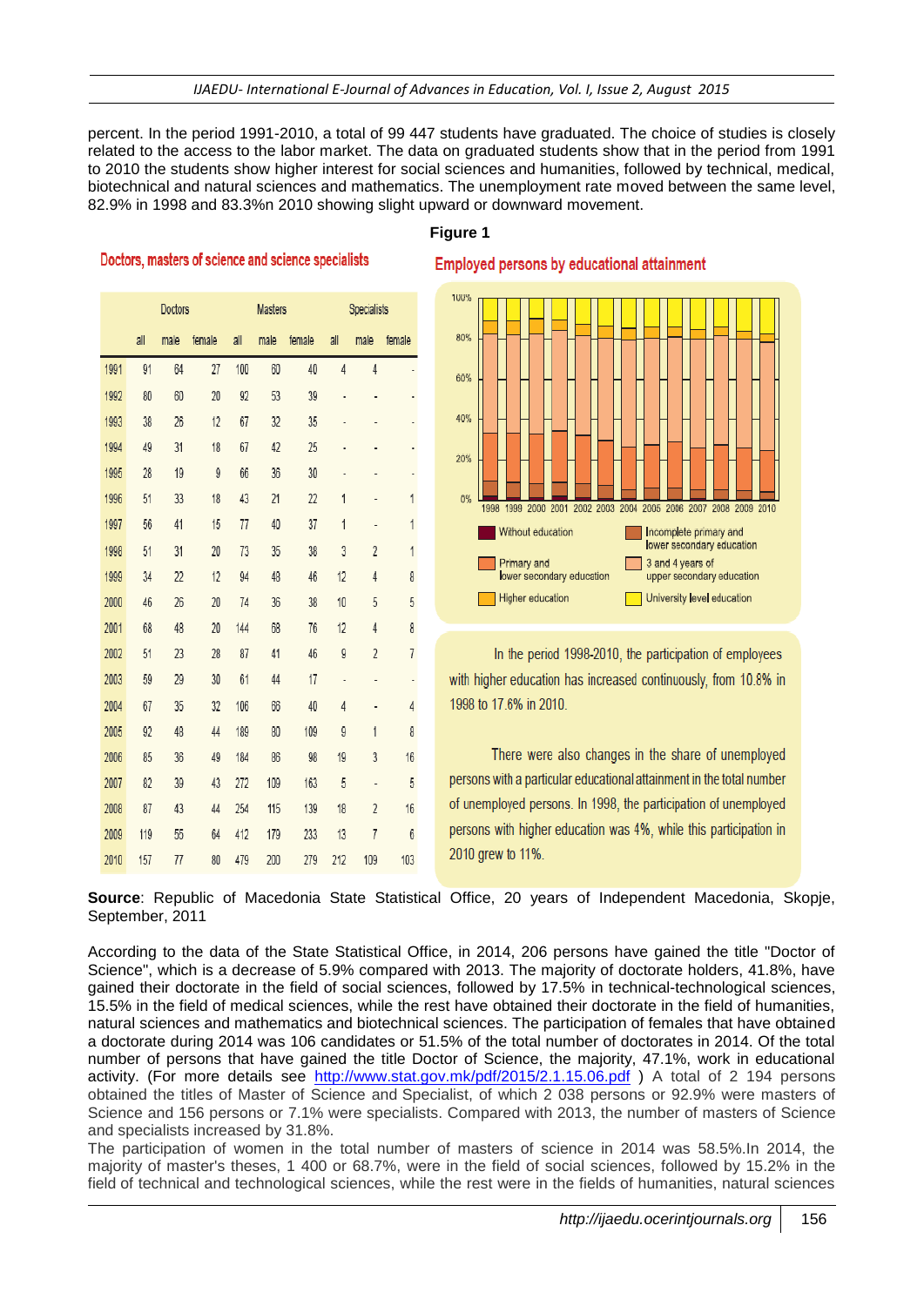percent. In the period 1991-2010, a total of 99 447 students have graduated. The choice of studies is closely related to the access to the labor market. The data on graduated students show that in the period from 1991 to 2010 the students show higher interest for social sciences and humanities, followed by technical, medical, biotechnical and natural sciences and mathematics. The unemployment rate moved between the same level, 82.9% in 1998 and 83.3%n 2010 showing slight upward or downward movement.

**Figure 1**

**Doctors, masters of science and science specialists**

| | Doctors | | | Masters | | | Specialists | | |
|---|---|---|---|---|---|---|---|---|---|
| | all | male | female | all | male | female | all | male | female |
| 1991 | 91 | 64 | 27 | 100 | 60 | 40 | 4 | 4 | - |
| 1992 | 80 | 60 | 20 | 92 | 53 | 39 | - | - | - |
| 1993 | 38 | 26 | 12 | 67 | 32 | 35 | - | - | - |
| 1994 | 49 | 31 | 18 | 67 | 42 | 25 | - | - | - |
| 1995 | 28 | 19 | 9 | 66 | 36 | 30 | - | - | - |
| 1996 | 51 | 33 | 18 | 43 | 21 | 22 | 1 | - | 1 |
| 1997 | 56 | 41 | 15 | 77 | 40 | 37 | 1 | - | 1 |
| 1998 | 51 | 31 | 20 | 73 | 35 | 38 | 3 | 2 | 1 |
| 1999 | 34 | 22 | 12 | 94 | 48 | 46 | 12 | 4 | 8 |
| 2000 | 46 | 26 | 20 | 74 | 36 | 38 | 10 | 5 | 5 |
| 2001 | 68 | 48 | 20 | 144 | 68 | 76 | 12 | 4 | 8 |
| 2002 | 51 | 23 | 28 | 87 | 41 | 46 | 9 | 2 | 7 |
| 2003 | 59 | 29 | 30 | 61 | 44 | 17 | - | - | - |
| 2004 | 67 | 35 | 32 | 106 | 66 | 40 | 4 | - | 4 |
| 2005 | 92 | 48 | 44 | 189 | 80 | 109 | 9 | 1 | 8 |
| 2006 | 85 | 36 | 49 | 184 | 86 | 98 | 19 | 3 | 16 |
| 2007 | 82 | 39 | 43 | 272 | 109 | 163 | 5 | - | 5 |
| 2008 | 87 | 43 | 44 | 254 | 115 | 139 | 18 | 2 | 16 |
| 2009 | 119 | 55 | 64 | 412 | 179 | 233 | 13 | 7 | 6 |
| 2010 | 157 | 77 | 80 | 479 | 200 | 279 | 212 | 109 | 103 |

**Employed persons by educational attainment**

In the period 1998-2010, the participation of employees with higher education has increased continuously, from 10.8% in 1998 to 17.6% in 2010.

There were also changes in the share of unemployed persons with a particular educational attainment in the total number of unemployed persons. In 1998, the participation of unemployed persons with higher education was 4%, while this participation in 2010 grew to 11%.

**Source**: Republic of Macedonia State Statistical Office, 20 years of Independent Macedonia, Skopje, September, 2011

According to the data of the State Statistical Office, in 2014, 206 persons have gained the title "Doctor of Science", which is a decrease of 5.9% compared with 2013. The majority of doctorate holders, 41.8%, have gained their doctorate in the field of social sciences, followed by 17.5% in technical-technological sciences, 15.5% in the field of medical sciences, while the rest have obtained their doctorate in the field of humanities, natural sciences and mathematics and biotechnical sciences. The participation of females that have obtained a doctorate during 2014 was 106 candidates or 51.5% of the total number of doctorates in 2014. Of the total number of persons that have gained the title Doctor of Science, the majority, 47.1%, work in educational activity. (For more details see http://www.stat.gov.mk/pdf/2015/2.1.15.06.pdf ) A total of 2 194 persons obtained the titles of Master of Science and Specialist, of which 2 038 persons or 92.9% were masters of Science and 156 persons or 7.1% were specialists. Compared with 2013, the number of masters of Science and specialists increased by 31.8%.

The participation of women in the total number of masters of science in 2014 was 58.5%.In 2014, the majority of master's theses, 1 400 or 68.7%, were in the field of social sciences, followed by 15.2% in the field of technical and technological sciences, while the rest were in the fields of humanities, natural sciences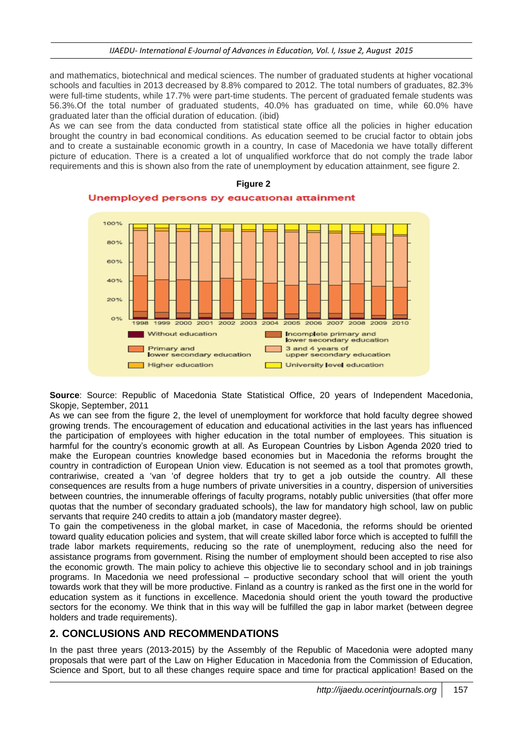and mathematics, biotechnical and medical sciences. The number of graduated students at higher vocational schools and faculties in 2013 decreased by 8.8% compared to 2012. The total numbers of graduates, 82.3% were full-time students, while 17.7% were part-time students. The percent of graduated female students was 56.3%.Of the total number of graduated students, 40.0% has graduated on time, while 60.0% have graduated later than the official duration of education. (ibid)

As we can see from the data conducted from statistical state office all the policies in higher education brought the country in bad economical conditions. As education seemed to be crucial factor to obtain jobs and to create a sustainable economic growth in a country, In case of Macedonia we have totally different picture of education. There is a created a lot of unqualified workforce that do not comply the trade labor requirements and this is shown also from the rate of unemployment by education attainment, see figure 2.

**Figure 2**

Unemployed persons by educational attainment

**Source**: Source: Republic of Macedonia State Statistical Office, 20 years of Independent Macedonia, Skopje, September, 2011

As we can see from the figure 2, the level of unemployment for workforce that hold faculty degree showed growing trends. The encouragement of education and educational activities in the last years has influenced the participation of employees with higher education in the total number of employees. This situation is harmful for the country's economic growth at all. As European Countries by Lisbon Agenda 2020 tried to make the European countries knowledge based economies but in Macedonia the reforms brought the country in contradiction of European Union view. Education is not seemed as a tool that promotes growth, contrariwise, created a 'van 'of degree holders that try to get a job outside the country. All these consequences are results from a huge numbers of private universities in a country, dispersion of universities between countries, the innumerable offerings of faculty programs, notably public universities (that offer more quotas that the number of secondary graduated schools), the law for mandatory high school, law on public servants that require 240 credits to attain a job (mandatory master degree).

To gain the competiveness in the global market, in case of Macedonia, the reforms should be oriented toward quality education policies and system, that will create skilled labor force which is accepted to fulfill the trade labor markets requirements, reducing so the rate of unemployment, reducing also the need for assistance programs from government. Rising the number of employment should been accepted to rise also the economic growth. The main policy to achieve this objective lie to secondary school and in job trainings programs. In Macedonia we need professional – productive secondary school that will orient the youth towards work that they will be more productive. Finland as a country is ranked as the first one in the world for education system as it functions in excellence. Macedonia should orient the youth toward the productive sectors for the economy. We think that in this way will be fulfilled the gap in labor market (between degree holders and trade requirements).

## 2. CONCLUSIONS AND RECOMMENDATIONS

In the past three years (2013-2015) by the Assembly of the Republic of Macedonia were adopted many proposals that were part of the Law on Higher Education in Macedonia from the Commission of Education, Science and Sport, but to all these changes require space and time for practical application! Based on the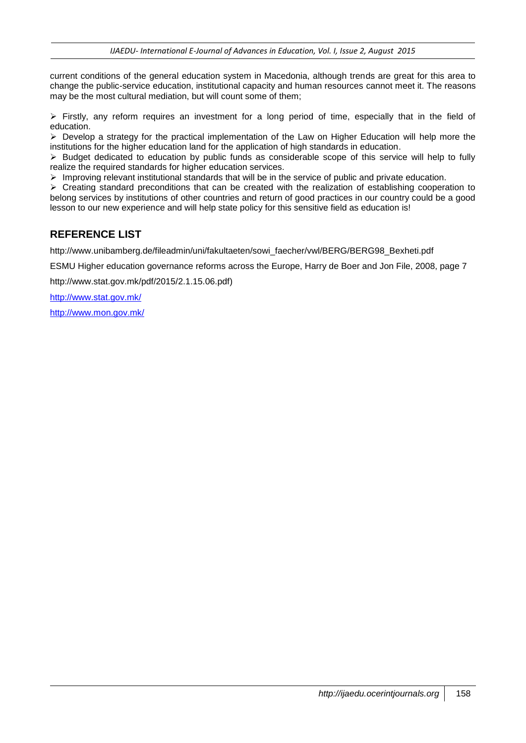current conditions of the general education system in Macedonia, although trends are great for this area to change the public-service education, institutional capacity and human resources cannot meet it. The reasons may be the most cultural mediation, but will count some of them;

- Firstly, any reform requires an investment for a long period of time, especially that in the field of education.
- Develop a strategy for the practical implementation of the Law on Higher Education will help more the institutions for the higher education land for the application of high standards in education.
- Budget dedicated to education by public funds as considerable scope of this service will help to fully realize the required standards for higher education services.
- Improving relevant institutional standards that will be in the service of public and private education.
- Creating standard preconditions that can be created with the realization of establishing cooperation to belong services by institutions of other countries and return of good practices in our country could be a good lesson to our new experience and will help state policy for this sensitive field as education is!

## REFERENCE LIST

http://www.unibamberg.de/fileadmin/uni/fakultaeten/sowi_faecher/vwl/BERG/BERG98_Bexheti.pdf

ESMU Higher education governance reforms across the Europe, Harry de Boer and Jon File, 2008, page 7

http://www.stat.gov.mk/pdf/2015/2.1.15.06.pdf)

http://www.stat.gov.mk/

http://www.mon.gov.mk/